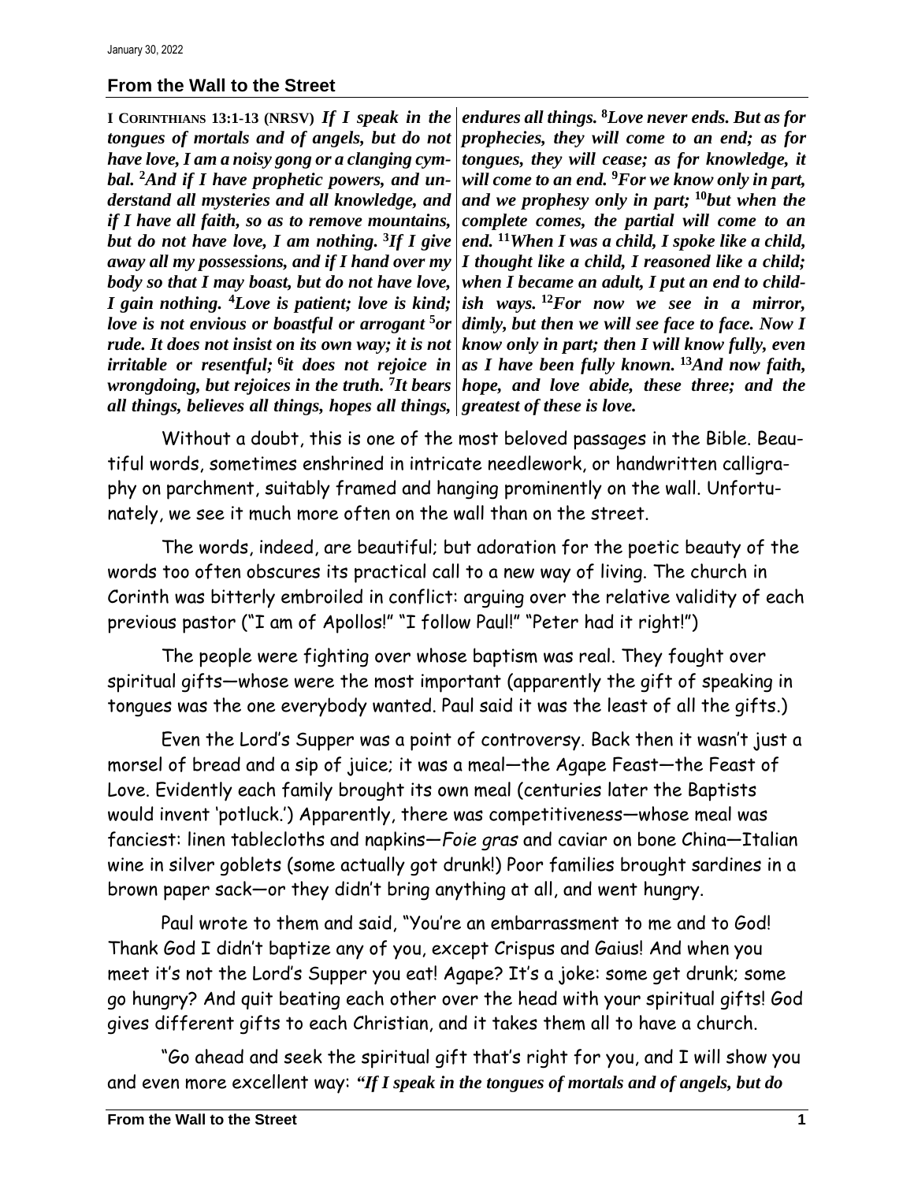January 30, 2022

## From the Wall to the Street

**I Corinthians 13:1-13 (NRSV)** ***If I speak in the tongues of mortals and of angels, but do not have love, I am a noisy gong or a clanging cymbal. [2]And if I have prophetic powers, and understand all mysteries and all knowledge, and if I have all faith, so as to remove mountains, but do not have love, I am nothing. [3]If I give away all my possessions, and if I hand over my body so that I may boast, but do not have love, I gain nothing. [4]Love is patient; love is kind; love is not envious or boastful or arrogant [5]or rude. It does not insist on its own way; it is not irritable or resentful; [6]it does not rejoice in wrongdoing, but rejoices in the truth. [7]It bears all things, believes all things, hopes all things, endures all things. [8]Love never ends. But as for prophecies, they will come to an end; as for tongues, they will cease; as for knowledge, it will come to an end. [9]For we know only in part, and we prophesy only in part; [10]but when the complete comes, the partial will come to an end. [11]When I was a child, I spoke like a child, I thought like a child, I reasoned like a child; when I became an adult, I put an end to childish ways. [12]For now we see in a mirror, dimly, but then we will see face to face. Now I know only in part; then I will know fully, even as I have been fully known. [13]And now faith, hope, and love abide, these three; and the greatest of these is love.***

Without a doubt, this is one of the most beloved passages in the Bible. Beautiful words, sometimes enshrined in intricate needlework, or handwritten calligraphy on parchment, suitably framed and hanging prominently on the wall. Unfortunately, we see it much more often on the wall than on the street.

The words, indeed, are beautiful; but adoration for the poetic beauty of the words too often obscures its practical call to a new way of living. The church in Corinth was bitterly embroiled in conflict: arguing over the relative validity of each previous pastor ("I am of Apollos!" "I follow Paul!" "Peter had it right!")

The people were fighting over whose baptism was real. They fought over spiritual gifts—whose were the most important (apparently the gift of speaking in tongues was the one everybody wanted. Paul said it was the least of all the gifts.)

Even the Lord's Supper was a point of controversy. Back then it wasn't just a morsel of bread and a sip of juice; it was a meal—the Agape Feast—the Feast of Love. Evidently each family brought its own meal (centuries later the Baptists would invent 'potluck.') Apparently, there was competitiveness—whose meal was fanciest: linen tablecloths and napkins—*Foie gras* and caviar on bone China—Italian wine in silver goblets (some actually got drunk!) Poor families brought sardines in a brown paper sack—or they didn't bring anything at all, and went hungry.

Paul wrote to them and said, "You're an embarrassment to me and to God! Thank God I didn't baptize any of you, except Crispus and Gaius! And when you meet it's not the Lord's Supper you eat! Agape? It's a joke: some get drunk; some go hungry? And quit beating each other over the head with your spiritual gifts! God gives different gifts to each Christian, and it takes them all to have a church.

"Go ahead and seek the spiritual gift that's right for you, and I will show you and even more excellent way: ***"If I speak in the tongues of mortals and of angels, but do***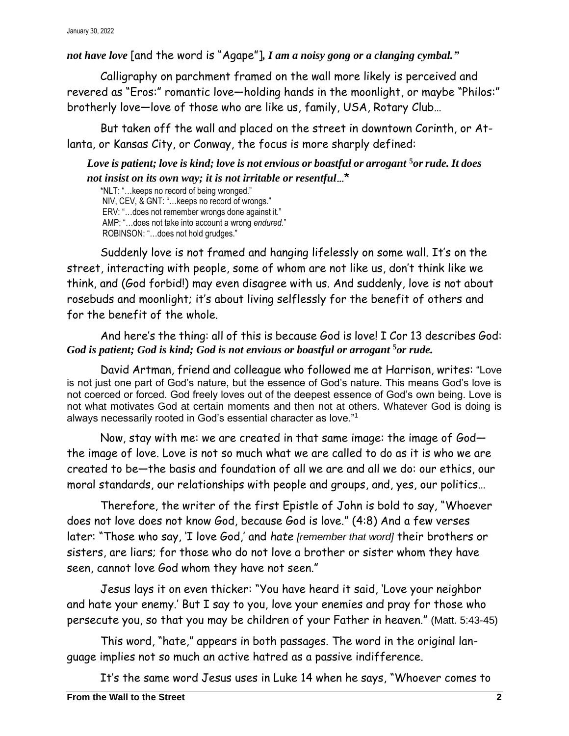***not have love*** [and the word is "Agape"]***, I am a noisy gong or a clanging cymbal."***

Calligraphy on parchment framed on the wall more likely is perceived and revered as "Eros:" romantic love—holding hands in the moonlight, or maybe "Philos:" brotherly love—love of those who are like us, family, USA, Rotary Club…

But taken off the wall and placed on the street in downtown Corinth, or Atlanta, or Kansas City, or Conway, the focus is more sharply defined:

> ***Love is patient; love is kind; love is not envious or boastful or arrogant*** [5]***or rude. It does not insist on its own way; it is not irritable or resentful…****
>
> *NLT: "…keeps no record of being wronged."
> NIV, CEV, & GNT: "…keeps no record of wrongs."
> ERV: "…does not remember wrongs done against it."
> AMP: "…does not take into account a wrong *endured*."
> ROBINSON: "…does not hold grudges."

Suddenly love is not framed and hanging lifelessly on some wall. It's on the street, interacting with people, some of whom are not like us, don't think like we think, and (God forbid!) may even disagree with us. And suddenly, love is not about rosebuds and moonlight; it's about living selflessly for the benefit of others and for the benefit of the whole.

And here's the thing: all of this is because God is love! I Cor 13 describes God: ***God is patient; God is kind; God is not envious or boastful or arrogant*** [5]***or rude.***

David Artman, friend and colleague who followed me at Harrison, writes: "Love is not just one part of God's nature, but the essence of God's nature. This means God's love is not coerced or forced. God freely loves out of the deepest essence of God's own being. Love is not what motivates God at certain moments and then not at others. Whatever God is doing is always necessarily rooted in God's essential character as love."[1]

Now, stay with me: we are created in that same image: the image of God—the image of love. Love is not so much what we are called to do as it is who we are created to be—the basis and foundation of all we are and all we do: our ethics, our moral standards, our relationships with people and groups, and, yes, our politics…

Therefore, the writer of the first Epistle of John is bold to say, "Whoever does not love does not know God, because God is love." (4:8) And a few verses later: "Those who say, 'I love God,' and *hate [remember that word]* their brothers or sisters, are liars; for those who do not love a brother or sister whom they have seen, cannot love God whom they have not seen."

Jesus lays it on even thicker: "You have heard it said, 'Love your neighbor and hate your enemy.' But I say to you, love your enemies and pray for those who persecute you, so that you may be children of your Father in heaven." (Matt. 5:43-45)

This word, "hate," appears in both passages. The word in the original language implies not so much an active hatred as a passive indifference.

It's the same word Jesus uses in Luke 14 when he says, "Whoever comes to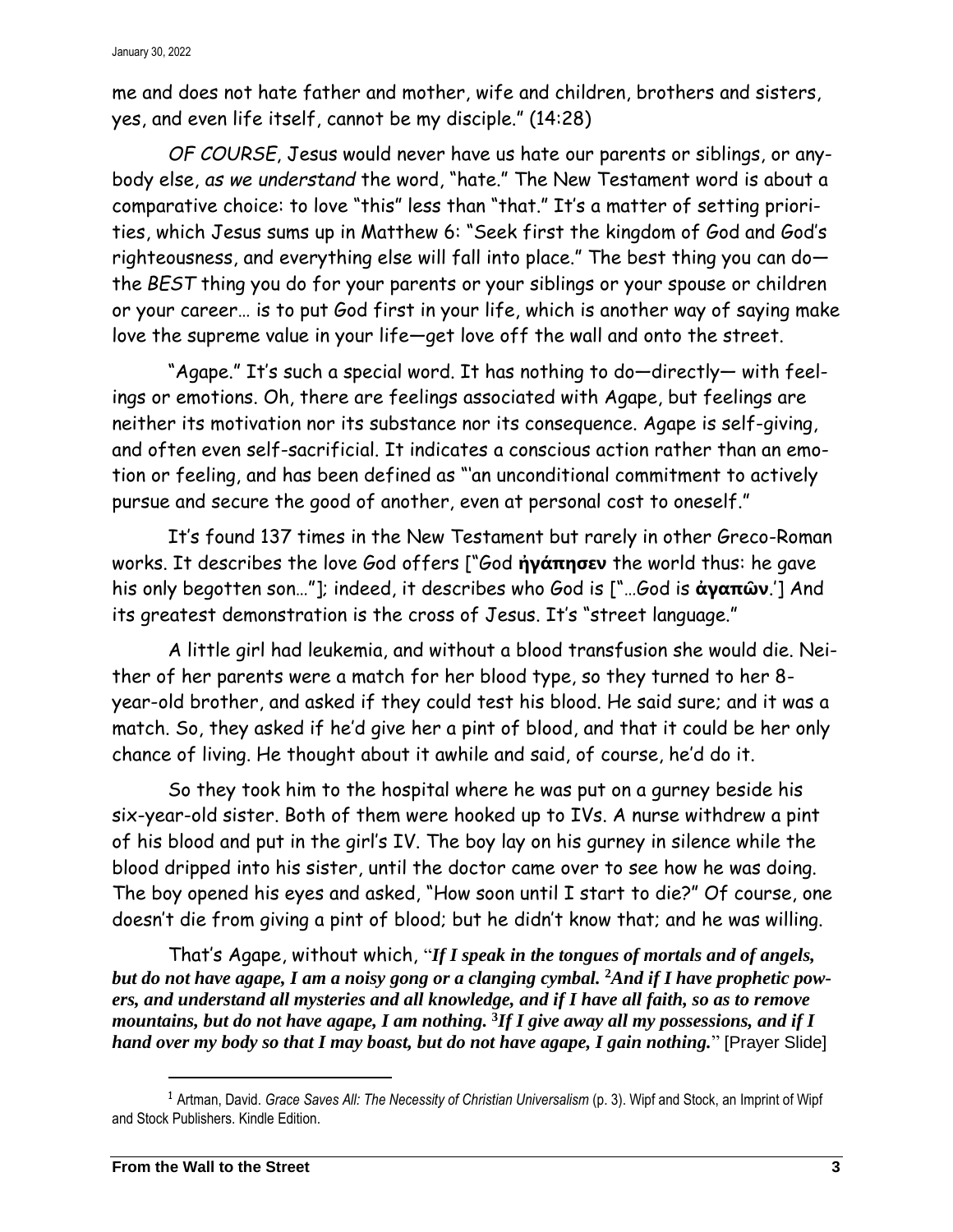me and does not hate father and mother, wife and children, brothers and sisters, yes, and even life itself, cannot be my disciple." (14:28)

*OF COURSE*, Jesus would never have us hate our parents or siblings, or anybody else, *as we understand* the word, "hate." The New Testament word is about a comparative choice: to love "this" less than "that." It's a matter of setting priorities, which Jesus sums up in Matthew 6: "Seek first the kingdom of God and God's righteousness, and everything else will fall into place." The best thing you can do—the *BEST* thing you do for your parents or your siblings or your spouse or children or your career… is to put God first in your life, which is another way of saying make love the supreme value in your life—get love off the wall and onto the street.

"Agape." It's such a special word. It has nothing to do—directly— with feelings or emotions. Oh, there are feelings associated with Agape, but feelings are neither its motivation nor its substance nor its consequence. Agape is self-giving, and often even self-sacrificial. It indicates a conscious action rather than an emotion or feeling, and has been defined as "'an unconditional commitment to actively pursue and secure the good of another, even at personal cost to oneself."

It's found 137 times in the New Testament but rarely in other Greco-Roman works. It describes the love God offers ["God **ἠγάπησεν** the world thus: he gave his only begotten son…"]; indeed, it describes who God is ["…God is **ἀγαπῶν**.'] And its greatest demonstration is the cross of Jesus. It's "street language."

A little girl had leukemia, and without a blood transfusion she would die. Neither of her parents were a match for her blood type, so they turned to her 8-year-old brother, and asked if they could test his blood. He said sure; and it was a match. So, they asked if he'd give her a pint of blood, and that it could be her only chance of living. He thought about it awhile and said, of course, he'd do it.

So they took him to the hospital where he was put on a gurney beside his six-year-old sister. Both of them were hooked up to IVs. A nurse withdrew a pint of his blood and put in the girl's IV. The boy lay on his gurney in silence while the blood dripped into his sister, until the doctor came over to see how he was doing. The boy opened his eyes and asked, "How soon until I start to die?" Of course, one doesn't die from giving a pint of blood; but he didn't know that; and he was willing.

That's Agape, without which, "***If I speak in the tongues of mortals and of angels, but do not have agape, I am a noisy gong or a clanging cymbal.*** [2]***And if I have prophetic powers, and understand all mysteries and all knowledge, and if I have all faith, so as to remove mountains, but do not have agape, I am nothing.*** [3]***If I give away all my possessions, and if I hand over my body so that I may boast, but do not have agape, I gain nothing.***" [Prayer Slide]

---

[1] Artman, David. *Grace Saves All: The Necessity of Christian Universalism* (p. 3). Wipf and Stock, an Imprint of Wipf and Stock Publishers. Kindle Edition.